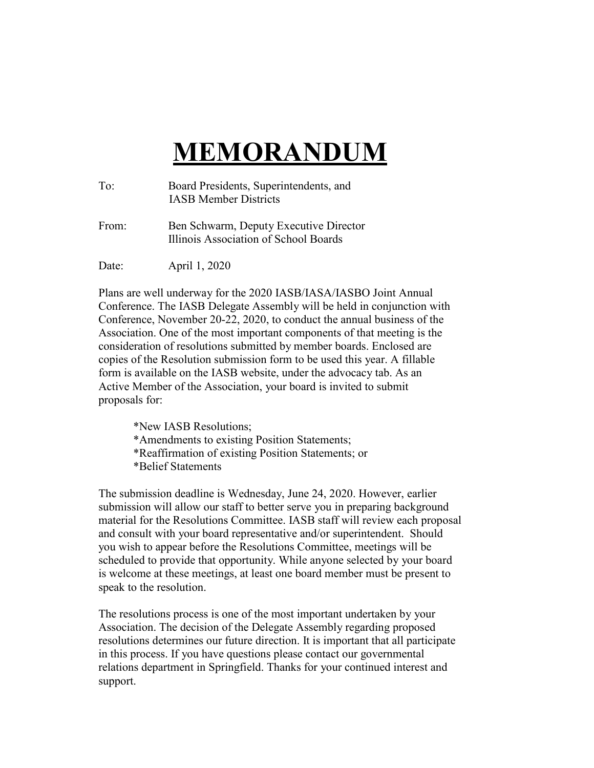# MEMORANDUM

To: Board Presidents, Superintendents, and IASB Member Districts

From: Ben Schwarm, Deputy Executive Director
Illinois Association of School Boards

Date: April 1, 2020

Plans are well underway for the 2020 IASB/IASA/IASBO Joint Annual Conference. The IASB Delegate Assembly will be held in conjunction with Conference, November 20-22, 2020, to conduct the annual business of the Association. One of the most important components of that meeting is the consideration of resolutions submitted by member boards. Enclosed are copies of the Resolution submission form to be used this year. A fillable form is available on the IASB website, under the advocacy tab. As an Active Member of the Association, your board is invited to submit proposals for:

*New IASB Resolutions;
*Amendments to existing Position Statements;
*Reaffirmation of existing Position Statements; or
*Belief Statements

The submission deadline is Wednesday, June 24, 2020. However, earlier submission will allow our staff to better serve you in preparing background material for the Resolutions Committee. IASB staff will review each proposal and consult with your board representative and/or superintendent. Should you wish to appear before the Resolutions Committee, meetings will be scheduled to provide that opportunity. While anyone selected by your board is welcome at these meetings, at least one board member must be present to speak to the resolution.

The resolutions process is one of the most important undertaken by your Association. The decision of the Delegate Assembly regarding proposed resolutions determines our future direction. It is important that all participate in this process. If you have questions please contact our governmental relations department in Springfield. Thanks for your continued interest and support.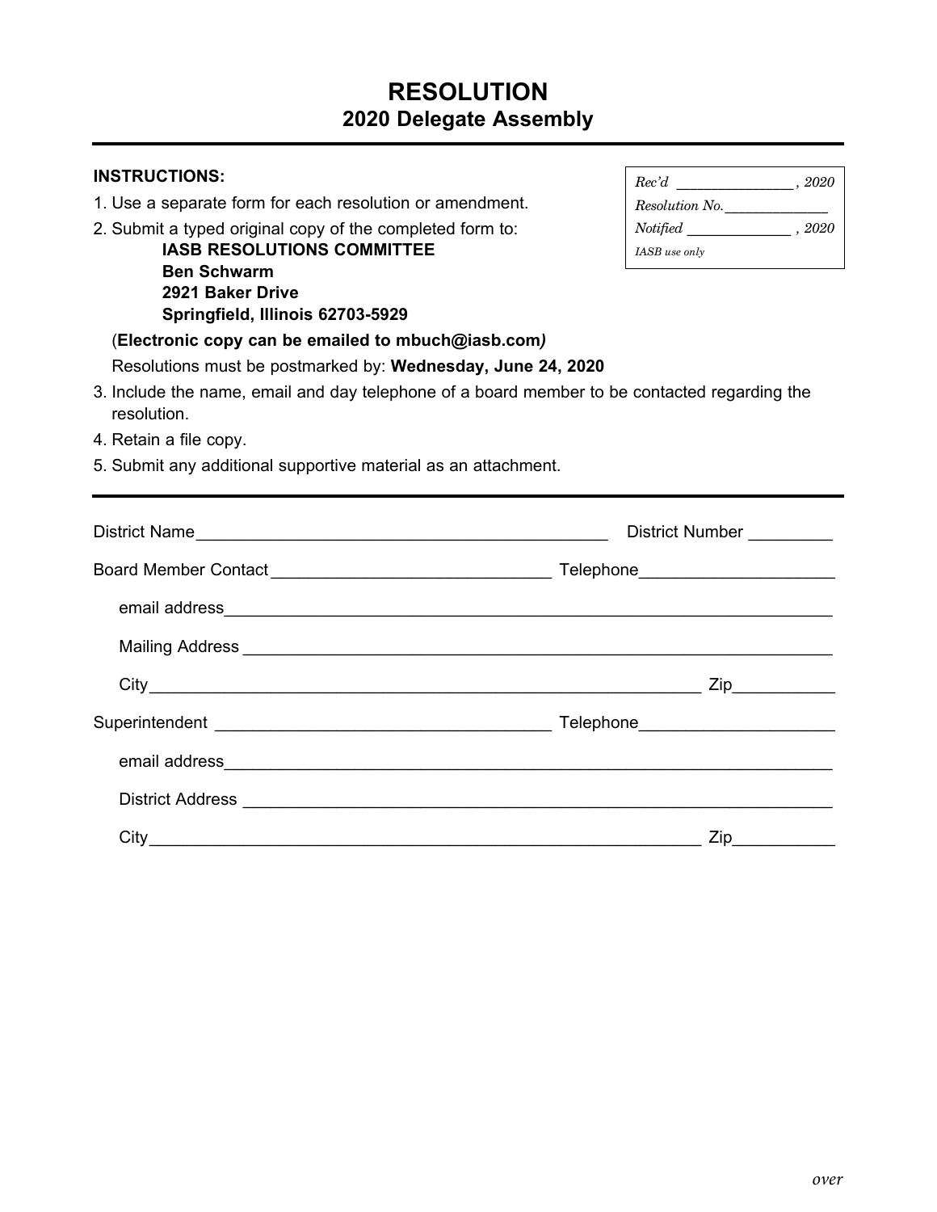# RESOLUTION
## 2020 Delegate Assembly

---

| |
|---|
| *Rec'd ______________ , 2020* |
| *Resolution No.____________* |
| *Notified ____________ , 2020* |
| *IASB use only* |

**INSTRUCTIONS:**

1. Use a separate form for each resolution or amendment.
2. Submit a typed original copy of the completed form to:
   **IASB RESOLUTIONS COMMITTEE**
   **Ben Schwarm**
   **2921 Baker Drive**
   **Springfield, Illinois 62703-5929**

   (**Electronic copy can be emailed to mbuch@iasb.com*)*

   Resolutions must be postmarked by: **Wednesday, June 24, 2020**
3. Include the name, email and day telephone of a board member to be contacted regarding the resolution.
4. Retain a file copy.
5. Submit any additional supportive material as an attachment.

---

District Name_____________________________________________ District Number _________

Board Member Contact ______________________________ Telephone____________________

email address___________________________________________________________________

Mailing Address _________________________________________________________________

City______________________________________________________________ Zip__________

Superintendent ___________________________________ Telephone____________________

email address___________________________________________________________________

District Address _________________________________________________________________

City______________________________________________________________ Zip__________

*over*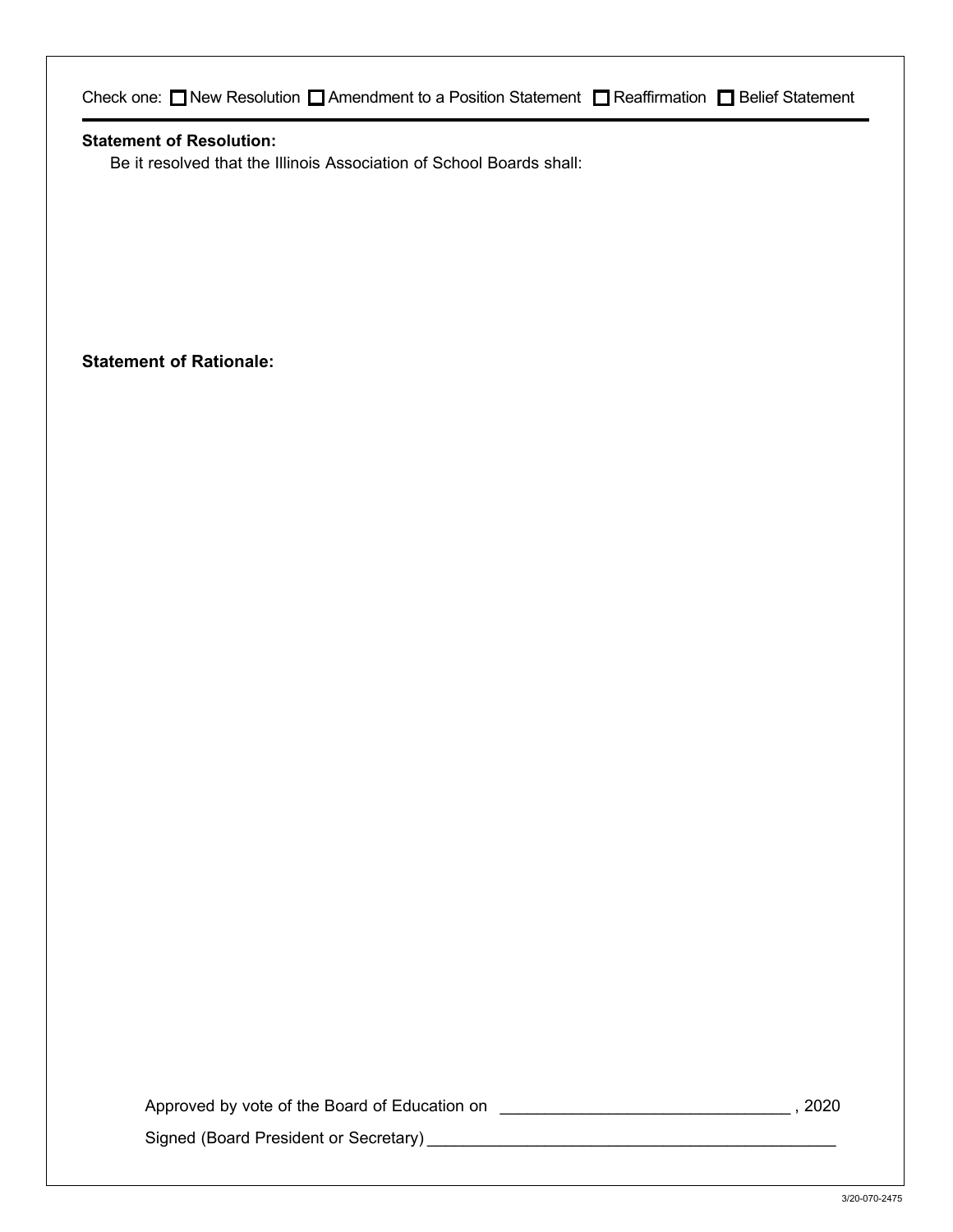Check one: ☐ New Resolution ☐ Amendment to a Position Statement ☐ Reaffirmation ☐ Belief Statement

---

**Statement of Resolution:**

Be it resolved that the Illinois Association of School Boards shall:

**Statement of Rationale:**

Approved by vote of the Board of Education on _______________________________ , 2020

Signed (Board President or Secretary) _____________________________________________

3/20-070-2475